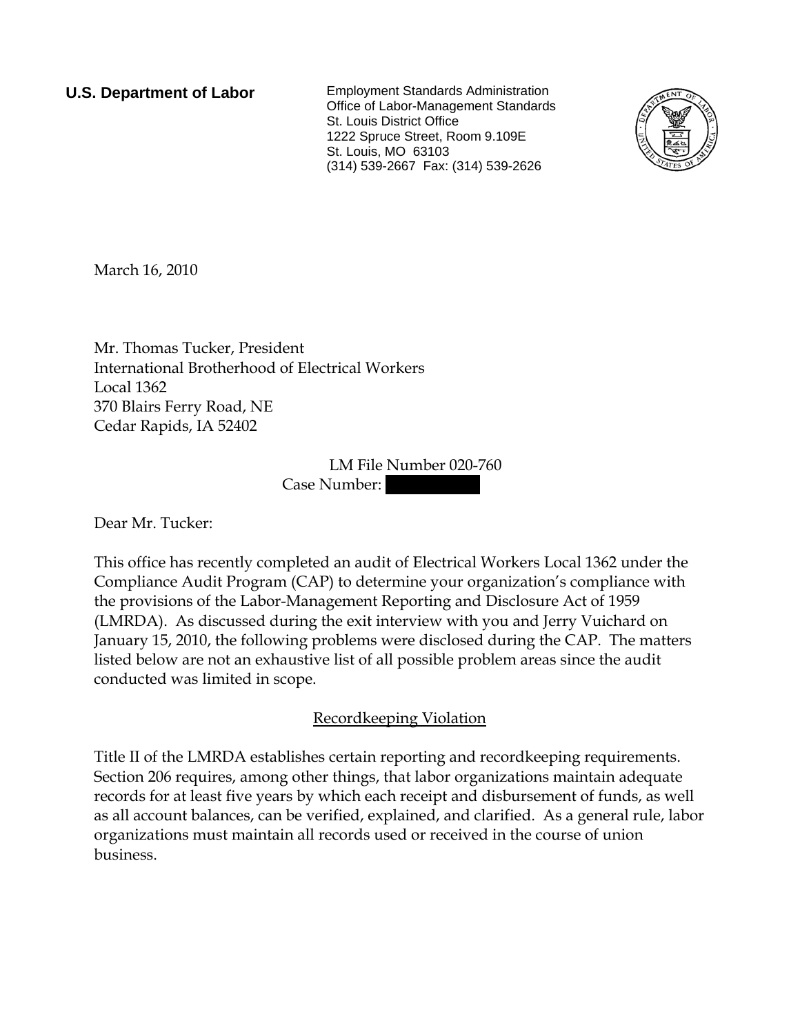**U.S. Department of Labor**

Employment Standards Administration
Office of Labor-Management Standards
St. Louis District Office
1222 Spruce Street, Room 9.109E
St. Louis, MO 63103
(314) 539-2667 Fax: (314) 539-2626

March 16, 2010

Mr. Thomas Tucker, President
International Brotherhood of Electrical Workers
Local 1362
370 Blairs Ferry Road, NE
Cedar Rapids, IA 52402

LM File Number 020-760
Case Number:

Dear Mr. Tucker:

This office has recently completed an audit of Electrical Workers Local 1362 under the Compliance Audit Program (CAP) to determine your organization's compliance with the provisions of the Labor-Management Reporting and Disclosure Act of 1959 (LMRDA). As discussed during the exit interview with you and Jerry Vuichard on January 15, 2010, the following problems were disclosed during the CAP. The matters listed below are not an exhaustive list of all possible problem areas since the audit conducted was limited in scope.

## Recordkeeping Violation

Title II of the LMRDA establishes certain reporting and recordkeeping requirements. Section 206 requires, among other things, that labor organizations maintain adequate records for at least five years by which each receipt and disbursement of funds, as well as all account balances, can be verified, explained, and clarified. As a general rule, labor organizations must maintain all records used or received in the course of union business.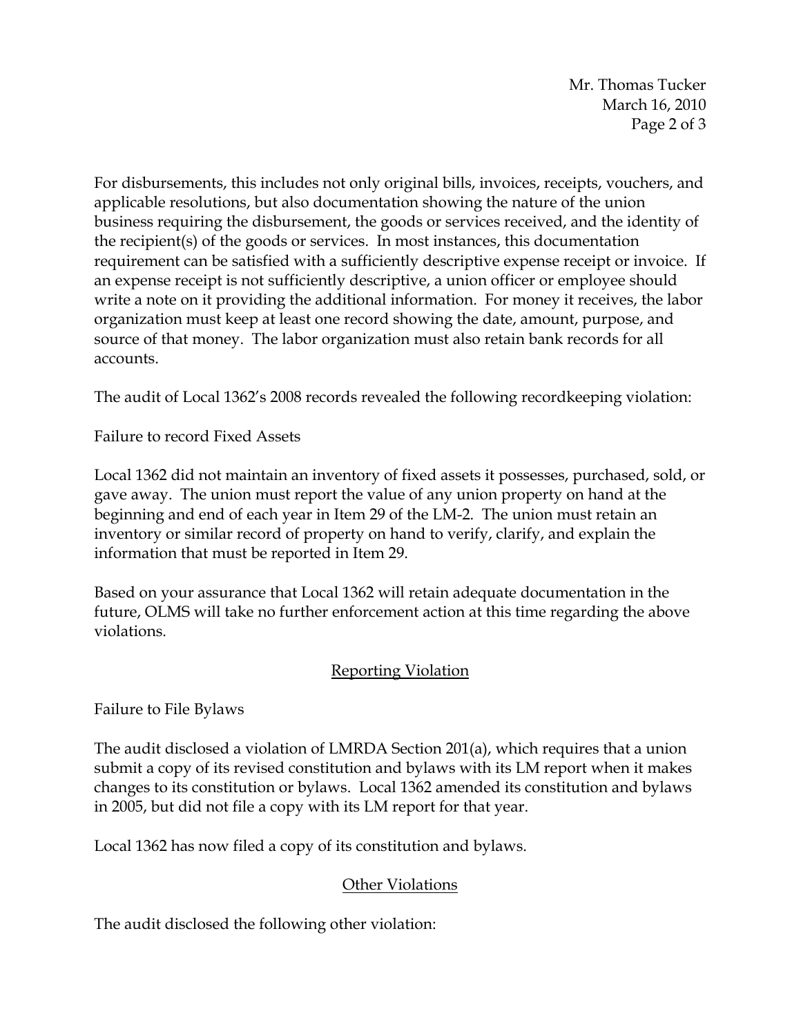For disbursements, this includes not only original bills, invoices, receipts, vouchers, and applicable resolutions, but also documentation showing the nature of the union business requiring the disbursement, the goods or services received, and the identity of the recipient(s) of the goods or services. In most instances, this documentation requirement can be satisfied with a sufficiently descriptive expense receipt or invoice. If an expense receipt is not sufficiently descriptive, a union officer or employee should write a note on it providing the additional information. For money it receives, the labor organization must keep at least one record showing the date, amount, purpose, and source of that money. The labor organization must also retain bank records for all accounts.

The audit of Local 1362's 2008 records revealed the following recordkeeping violation:

Failure to record Fixed Assets

Local 1362 did not maintain an inventory of fixed assets it possesses, purchased, sold, or gave away. The union must report the value of any union property on hand at the beginning and end of each year in Item 29 of the LM-2. The union must retain an inventory or similar record of property on hand to verify, clarify, and explain the information that must be reported in Item 29.

Based on your assurance that Local 1362 will retain adequate documentation in the future, OLMS will take no further enforcement action at this time regarding the above violations.

## Reporting Violation

Failure to File Bylaws

The audit disclosed a violation of LMRDA Section 201(a), which requires that a union submit a copy of its revised constitution and bylaws with its LM report when it makes changes to its constitution or bylaws. Local 1362 amended its constitution and bylaws in 2005, but did not file a copy with its LM report for that year.

Local 1362 has now filed a copy of its constitution and bylaws.

## Other Violations

The audit disclosed the following other violation: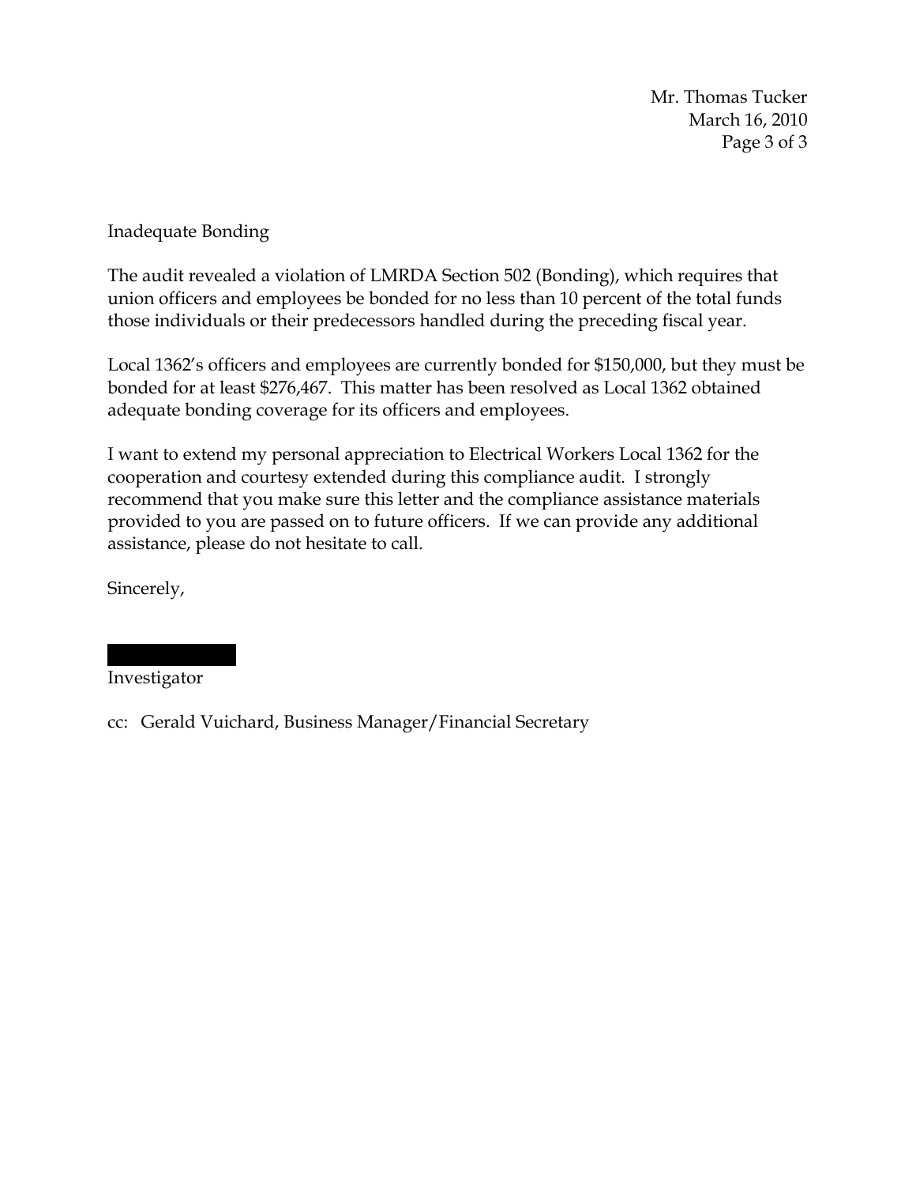Inadequate Bonding

The audit revealed a violation of LMRDA Section 502 (Bonding), which requires that union officers and employees be bonded for no less than 10 percent of the total funds those individuals or their predecessors handled during the preceding fiscal year.

Local 1362's officers and employees are currently bonded for $150,000, but they must be bonded for at least $276,467. This matter has been resolved as Local 1362 obtained adequate bonding coverage for its officers and employees.

I want to extend my personal appreciation to Electrical Workers Local 1362 for the cooperation and courtesy extended during this compliance audit. I strongly recommend that you make sure this letter and the compliance assistance materials provided to you are passed on to future officers. If we can provide any additional assistance, please do not hesitate to call.

Sincerely,

Investigator

cc: Gerald Vuichard, Business Manager/Financial Secretary